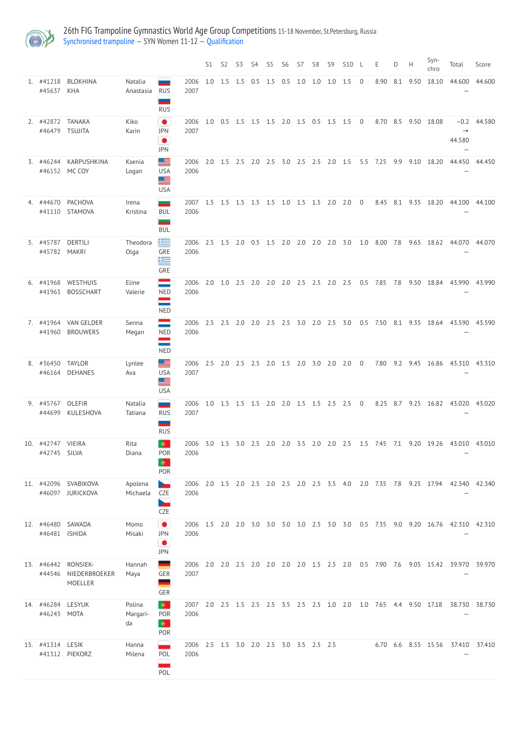# 26th FIG Trampoline Gymnastics World Age Group Competitions 15-18 November, St.Petersburg, Russia

Synchronised trampoline – SYN Women 11-12 – Qualification

| | | | | | | S1 | S2 | S3 | S4 | S5 | S6 | S7 | S8 | S9 | S10 | L | E | D | H | Syn-chro | Total | Score |
|---|---|---|---|---|---|---|---|---|---|---|---|---|---|---|---|---|---|---|---|---|---|---|
| 1. | #41218 #45637 | BLOKHINA KHA | Natalia Anastasia | RUS RUS | 2006 2007 | 1.0 | 1.5 | 1.5 | 0.5 | 1.5 | 0.5 | 1.0 | 1.0 | 1.0 | 1.5 | 0 | 8.90 | 8.1 | 9.50 | 18.10 | 44.600 – | 44.600 |
| 2. | #42872 #46479 | TANAKA TSUJITA | Kiko Karin | JPN JPN | 2006 2007 | 1.0 | 0.5 | 1.5 | 1.5 | 1.5 | 2.0 | 1.5 | 0.5 | 1.5 | 1.5 | 0 | 8.70 | 8.5 | 9.50 | 18.08 | −0.2 → 44.580 – | 44.580 |
| 3. | #46244 #46152 | KARPUSHKINA MC COY | Ksenia Logan | USA USA | 2006 2006 | 2.0 | 1.5 | 2.5 | 2.0 | 2.5 | 3.0 | 2.5 | 2.5 | 2.0 | 1.5 | 5.5 | 7.25 | 9.9 | 9.10 | 18.20 | 44.450 – | 44.450 |
| 4. | #44670 #41110 | PACHOVA STAMOVA | Irena Kristina | BUL BUL | 2007 2006 | 1.5 | 1.5 | 1.5 | 1.5 | 1.5 | 1.0 | 1.5 | 1.5 | 2.0 | 2.0 | 0 | 8.45 | 8.1 | 9.35 | 18.20 | 44.100 – | 44.100 |
| 5. | #45787 #45782 | DERTILI MAKRI | Theodora Olga | GRE GRE | 2006 2006 | 2.5 | 1.5 | 2.0 | 0.5 | 1.5 | 2.0 | 2.0 | 2.0 | 2.0 | 3.0 | 1.0 | 8.00 | 7.8 | 9.65 | 18.62 | 44.070 – | 44.070 |
| 6. | #41968 #41963 | WESTHUIS BOSSCHART | Eline Valerie | NED NED | 2006 2006 | 2.0 | 1.0 | 2.5 | 2.0 | 2.0 | 2.0 | 2.5 | 2.5 | 2.0 | 2.5 | 0.5 | 7.85 | 7.8 | 9.50 | 18.84 | 43.990 – | 43.990 |
| 7. | #41964 #41960 | VAN GELDER BROUWERS | Senna Megan | NED NED | 2006 2006 | 2.5 | 2.5 | 2.0 | 2.0 | 2.5 | 2.5 | 3.0 | 2.0 | 2.5 | 3.0 | 0.5 | 7.50 | 8.1 | 9.35 | 18.64 | 43.590 – | 43.590 |
| 8. | #36450 #46164 | TAYLOR DEHANES | Lynlee Ava | USA USA | 2006 2007 | 2.5 | 2.0 | 2.5 | 2.5 | 2.0 | 1.5 | 2.0 | 3.0 | 2.0 | 2.0 | 0 | 7.80 | 9.2 | 9.45 | 16.86 | 43.310 – | 43.310 |
| 9. | #45767 #44699 | OLEFIR KULESHOVA | Natalia Tatiana | RUS RUS | 2006 2007 | 1.0 | 1.5 | 1.5 | 1.5 | 2.0 | 2.0 | 1.5 | 1.5 | 2.5 | 2.5 | 0 | 8.25 | 8.7 | 9.25 | 16.82 | 43.020 – | 43.020 |
| 10. | #42747 #42745 | VIEIRA SILVA | Rita Diana | POR POR | 2006 2006 | 3.0 | 1.5 | 3.0 | 2.5 | 2.0 | 2.0 | 3.5 | 2.0 | 2.0 | 2.5 | 1.5 | 7.45 | 7.1 | 9.20 | 19.26 | 43.010 – | 43.010 |
| 11. | #42096 #46097 | SVABIKOVA JURICKOVA | Apolena Michaela | CZE CZE | 2006 2006 | 2.0 | 1.5 | 2.0 | 2.5 | 2.0 | 2.5 | 2.0 | 2.5 | 3.5 | 4.0 | 2.0 | 7.35 | 7.8 | 9.25 | 17.94 | 42.340 – | 42.340 |
| 12. | #46480 #46481 | SAWADA ISHIDA | Momo Misaki | JPN JPN | 2006 2006 | 1.5 | 2.0 | 2.0 | 3.0 | 3.0 | 3.0 | 3.0 | 2.5 | 3.0 | 3.0 | 0.5 | 7.35 | 9.0 | 9.20 | 16.76 | 42.310 – | 42.310 |
| 13. | #46442 #44546 | RONSIEK-NIEDERBROEKER MOELLER | Hannah Maya | GER GER | 2006 2007 | 2.0 | 2.0 | 2.5 | 2.0 | 2.0 | 2.0 | 2.0 | 1.5 | 2.5 | 2.0 | 0.5 | 7.90 | 7.6 | 9.05 | 15.42 | 39.970 – | 39.970 |
| 14. | #46284 #46243 | LESYUK MOTA | Polina Margarida | POR POR | 2007 2006 | 2.0 | 2.5 | 1.5 | 2.5 | 2.5 | 3.5 | 2.5 | 2.5 | 1.0 | 2.0 | 1.0 | 7.65 | 4.4 | 9.50 | 17.18 | 38.730 – | 38.730 |
| 15. | #41314 #41312 | LESIK PIEKORZ | Hanna Milena | POL POL | 2006 2006 | 2.5 | 1.5 | 3.0 | 2.0 | 2.5 | 3.0 | 3.5 | 2.5 | 2.5 | | | 6.70 | 6.6 | 8.55 | 15.56 | 37.410 – | 37.410 |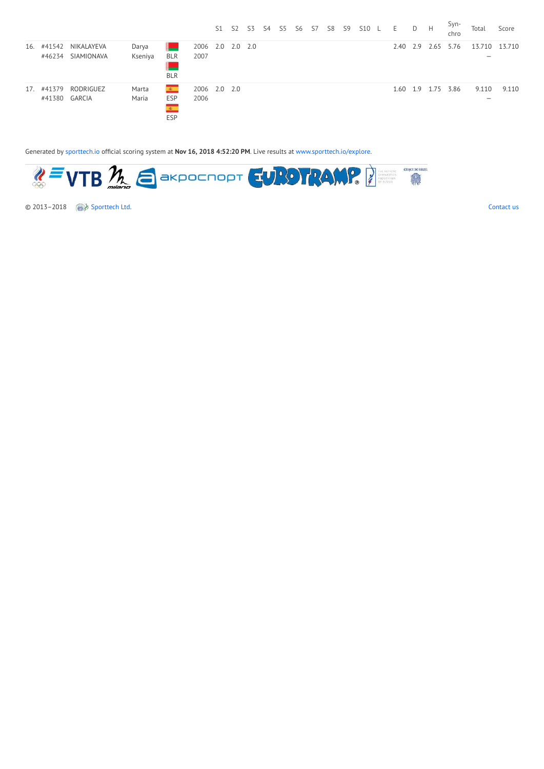| | | | | | | S1 | S2 | S3 | S4 | S5 | S6 | S7 | S8 | S9 | S10 | L | E | D | H | Syn-chro | Total | Score |
|---|---|---|---|---|---|---|---|---|---|---|---|---|---|---|---|---|---|---|---|---|---|---|
| 16. | #41542<br>#46234 | NIKALAYEVA<br>SIAMIONAVA | Darya<br>Kseniya | BLR<br>BLR | 2006<br>2007 | 2.0 | 2.0 | 2.0 | | | | | | | | | 2.40 | 2.9 | 2.65 | 5.76 | 13.710<br>– | 13.710 |
| 17. | #41379<br>#41380 | RODRIGUEZ<br>GARCIA | Marta<br>Maria | ESP<br>ESP | 2006<br>2006 | 2.0 | 2.0 | | | | | | | | | | 1.60 | 1.9 | 1.75 | 3.86 | 9.110<br>– | 9.110 |

Generated by sporttech.io official scoring system at **Nov 16, 2018 4:52:20 PM**. Live results at www.sporttech.io/explore.

© 2013–2018 Sporttech Ltd.

Contact us